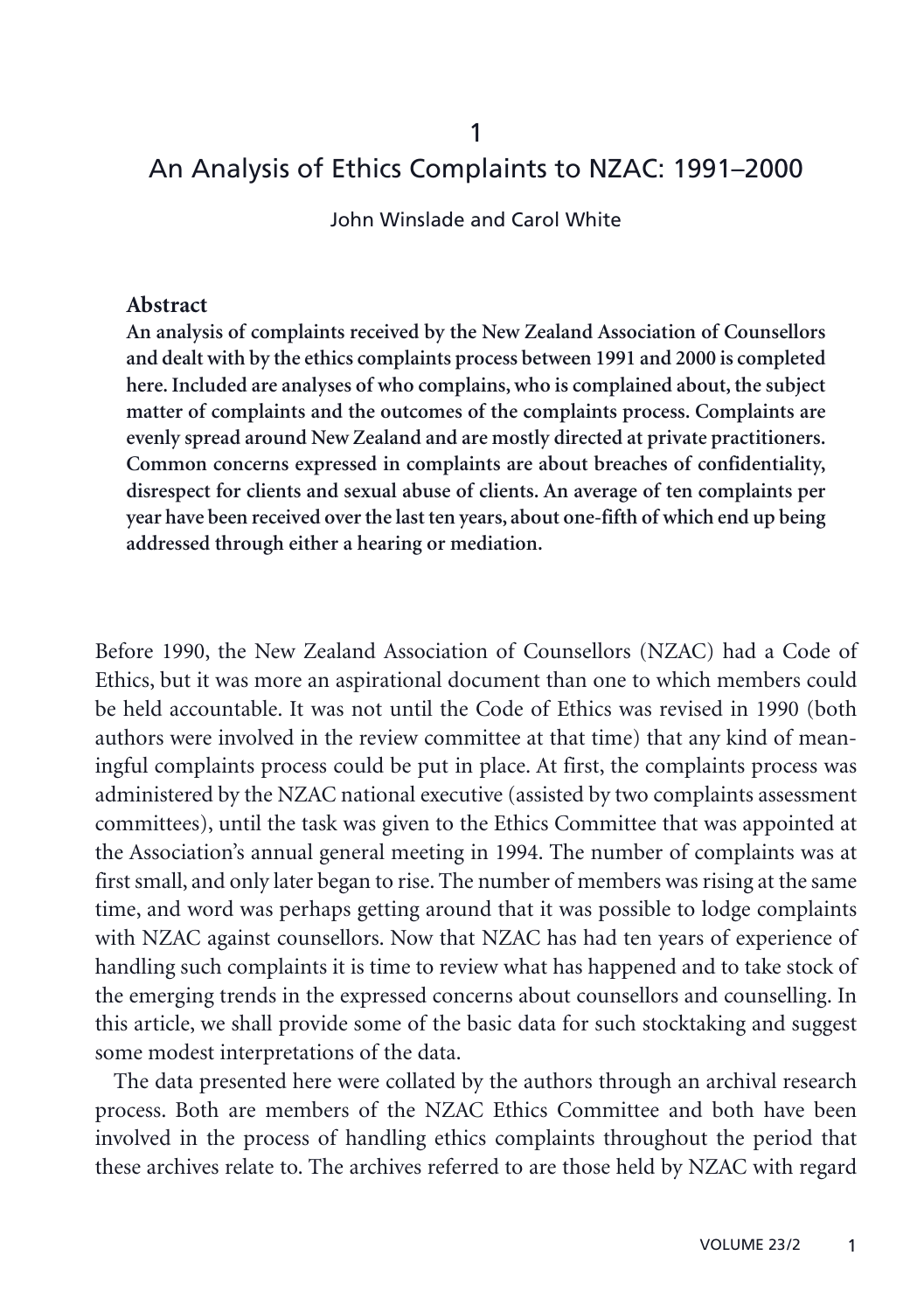# 1

# An Analysis of Ethics Complaints to NZAC: 1991–2000

John Winslade and Carol White

## Abstract

**An analysis of complaints received by the New Zealand Association of Counsellors and dealt with by the ethics complaints process between 1991 and 2000 is completed here. Included are analyses of who complains, who is complained about, the subject matter of complaints and the outcomes of the complaints process. Complaints are evenly spread around New Zealand and are mostly directed at private practitioners. Common concerns expressed in complaints are about breaches of confidentiality, disrespect for clients and sexual abuse of clients. An average of ten complaints per year have been received over the last ten years, about one-fifth of which end up being addressed through either a hearing or mediation.**

Before 1990, the New Zealand Association of Counsellors (NZAC) had a Code of Ethics, but it was more an aspirational document than one to which members could be held accountable. It was not until the Code of Ethics was revised in 1990 (both authors were involved in the review committee at that time) that any kind of meaningful complaints process could be put in place. At first, the complaints process was administered by the NZAC national executive (assisted by two complaints assessment committees), until the task was given to the Ethics Committee that was appointed at the Association's annual general meeting in 1994. The number of complaints was at first small, and only later began to rise. The number of members was rising at the same time, and word was perhaps getting around that it was possible to lodge complaints with NZAC against counsellors. Now that NZAC has had ten years of experience of handling such complaints it is time to review what has happened and to take stock of the emerging trends in the expressed concerns about counsellors and counselling. In this article, we shall provide some of the basic data for such stocktaking and suggest some modest interpretations of the data.

The data presented here were collated by the authors through an archival research process. Both are members of the NZAC Ethics Committee and both have been involved in the process of handling ethics complaints throughout the period that these archives relate to. The archives referred to are those held by NZAC with regard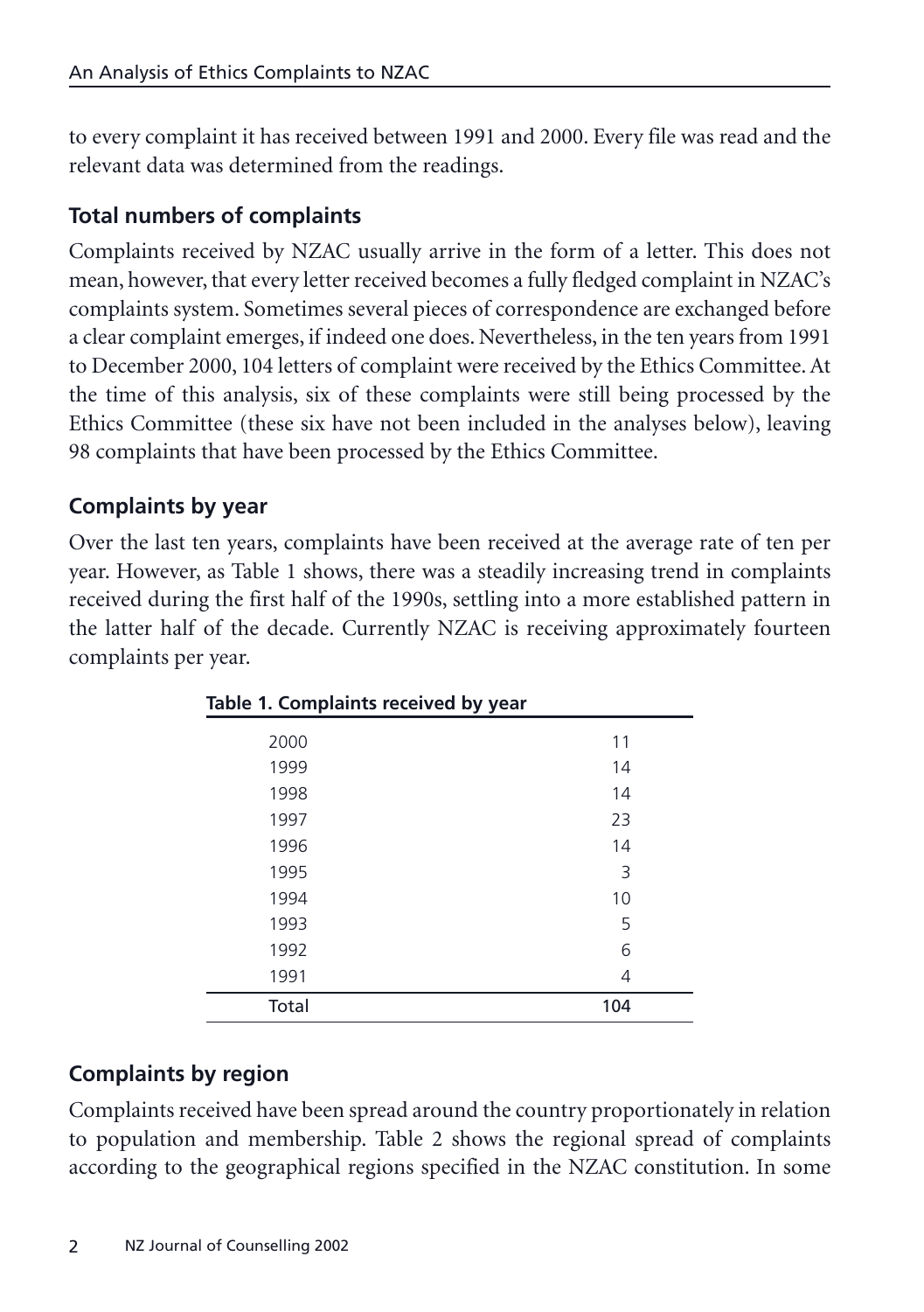to every complaint it has received between 1991 and 2000. Every file was read and the relevant data was determined from the readings.

## Total numbers of complaints

Complaints received by NZAC usually arrive in the form of a letter. This does not mean, however, that every letter received becomes a fully fledged complaint in NZAC's complaints system. Sometimes several pieces of correspondence are exchanged before a clear complaint emerges, if indeed one does. Nevertheless, in the ten years from 1991 to December 2000, 104 letters of complaint were received by the Ethics Committee. At the time of this analysis, six of these complaints were still being processed by the Ethics Committee (these six have not been included in the analyses below), leaving 98 complaints that have been processed by the Ethics Committee.

## Complaints by year

Over the last ten years, complaints have been received at the average rate of ten per year. However, as Table 1 shows, there was a steadily increasing trend in complaints received during the first half of the 1990s, settling into a more established pattern in the latter half of the decade. Currently NZAC is receiving approximately fourteen complaints per year.

**Table 1. Complaints received by year**

| Year | Complaints |
|---|---|
| 2000 | 11 |
| 1999 | 14 |
| 1998 | 14 |
| 1997 | 23 |
| 1996 | 14 |
| 1995 | 3 |
| 1994 | 10 |
| 1993 | 5 |
| 1992 | 6 |
| 1991 | 4 |
| Total | **104** |

## Complaints by region

Complaints received have been spread around the country proportionately in relation to population and membership. Table 2 shows the regional spread of complaints according to the geographical regions specified in the NZAC constitution. In some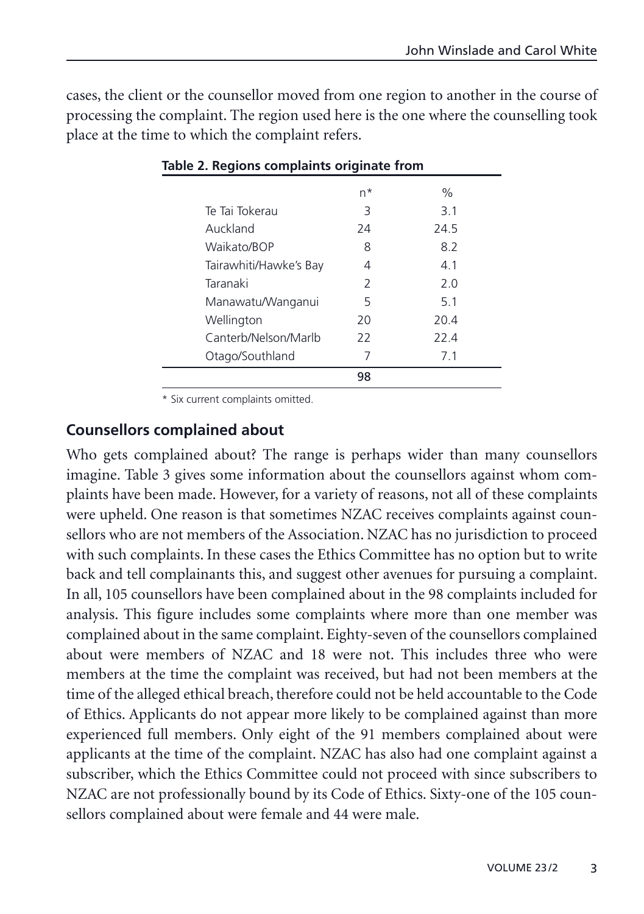cases, the client or the counsellor moved from one region to another in the course of processing the complaint. The region used here is the one where the counselling took place at the time to which the complaint refers.

**Table 2. Regions complaints originate from**

| | n* | % |
|---|---|---|
| Te Tai Tokerau | 3 | 3.1 |
| Auckland | 24 | 24.5 |
| Waikato/BOP | 8 | 8.2 |
| Tairawhiti/Hawke's Bay | 4 | 4.1 |
| Taranaki | 2 | 2.0 |
| Manawatu/Wanganui | 5 | 5.1 |
| Wellington | 20 | 20.4 |
| Canterb/Nelson/Marlb | 22 | 22.4 |
| Otago/Southland | 7 | 7.1 |
| | **98** | |

\* Six current complaints omitted.

## Counsellors complained about

Who gets complained about? The range is perhaps wider than many counsellors imagine. Table 3 gives some information about the counsellors against whom complaints have been made. However, for a variety of reasons, not all of these complaints were upheld. One reason is that sometimes NZAC receives complaints against counsellors who are not members of the Association. NZAC has no jurisdiction to proceed with such complaints. In these cases the Ethics Committee has no option but to write back and tell complainants this, and suggest other avenues for pursuing a complaint. In all, 105 counsellors have been complained about in the 98 complaints included for analysis. This figure includes some complaints where more than one member was complained about in the same complaint. Eighty-seven of the counsellors complained about were members of NZAC and 18 were not. This includes three who were members at the time the complaint was received, but had not been members at the time of the alleged ethical breach, therefore could not be held accountable to the Code of Ethics. Applicants do not appear more likely to be complained against than more experienced full members. Only eight of the 91 members complained about were applicants at the time of the complaint. NZAC has also had one complaint against a subscriber, which the Ethics Committee could not proceed with since subscribers to NZAC are not professionally bound by its Code of Ethics. Sixty-one of the 105 counsellors complained about were female and 44 were male.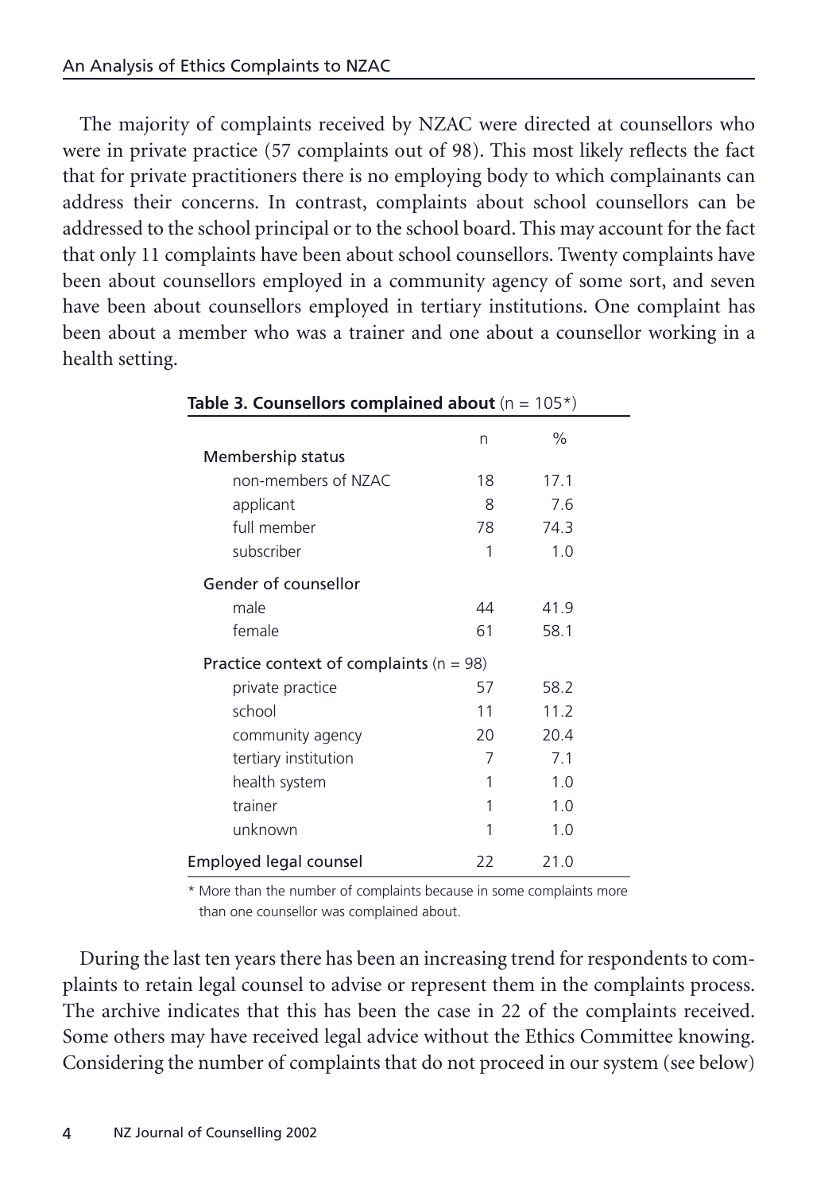The majority of complaints received by NZAC were directed at counsellors who were in private practice (57 complaints out of 98). This most likely reflects the fact that for private practitioners there is no employing body to which complainants can address their concerns. In contrast, complaints about school counsellors can be addressed to the school principal or to the school board. This may account for the fact that only 11 complaints have been about school counsellors. Twenty complaints have been about counsellors employed in a community agency of some sort, and seven have been about counsellors employed in tertiary institutions. One complaint has been about a member who was a trainer and one about a counsellor working in a health setting.

**Table 3. Counsellors complained about** (n = 105*)

| | n | % |
|---|---|---|
| **Membership status** | | |
| non-members of NZAC | 18 | 17.1 |
| applicant | 8 | 7.6 |
| full member | 78 | 74.3 |
| subscriber | 1 | 1.0 |
| **Gender of counsellor** | | |
| male | 44 | 41.9 |
| female | 61 | 58.1 |
| **Practice context of complaints** (n = 98) | | |
| private practice | 57 | 58.2 |
| school | 11 | 11.2 |
| community agency | 20 | 20.4 |
| tertiary institution | 7 | 7.1 |
| health system | 1 | 1.0 |
| trainer | 1 | 1.0 |
| unknown | 1 | 1.0 |
| **Employed legal counsel** | 22 | 21.0 |

\* More than the number of complaints because in some complaints more than one counsellor was complained about.

During the last ten years there has been an increasing trend for respondents to complaints to retain legal counsel to advise or represent them in the complaints process. The archive indicates that this has been the case in 22 of the complaints received. Some others may have received legal advice without the Ethics Committee knowing. Considering the number of complaints that do not proceed in our system (see below)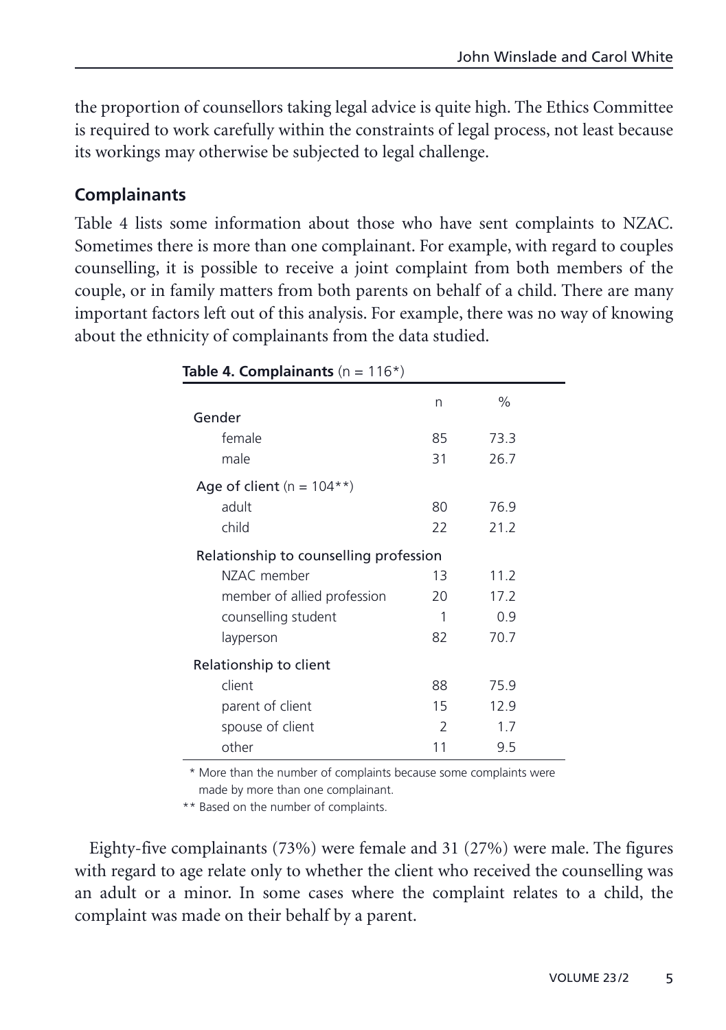the proportion of counsellors taking legal advice is quite high. The Ethics Committee is required to work carefully within the constraints of legal process, not least because its workings may otherwise be subjected to legal challenge.

## Complainants

Table 4 lists some information about those who have sent complaints to NZAC. Sometimes there is more than one complainant. For example, with regard to couples counselling, it is possible to receive a joint complaint from both members of the couple, or in family matters from both parents on behalf of a child. There are many important factors left out of this analysis. For example, there was no way of knowing about the ethnicity of complainants from the data studied.

**Table 4. Complainants** (n = 116*)

| | n | % |
|---|---|---|
| Gender | | |
| female | 85 | 73.3 |
| male | 31 | 26.7 |
| Age of client (n = 104**) | | |
| adult | 80 | 76.9 |
| child | 22 | 21.2 |
| Relationship to counselling profession | | |
| NZAC member | 13 | 11.2 |
| member of allied profession | 20 | 17.2 |
| counselling student | 1 | 0.9 |
| layperson | 82 | 70.7 |
| Relationship to client | | |
| client | 88 | 75.9 |
| parent of client | 15 | 12.9 |
| spouse of client | 2 | 1.7 |
| other | 11 | 9.5 |

\* More than the number of complaints because some complaints were made by more than one complainant.

\*\* Based on the number of complaints.

Eighty-five complainants (73%) were female and 31 (27%) were male. The figures with regard to age relate only to whether the client who received the counselling was an adult or a minor. In some cases where the complaint relates to a child, the complaint was made on their behalf by a parent.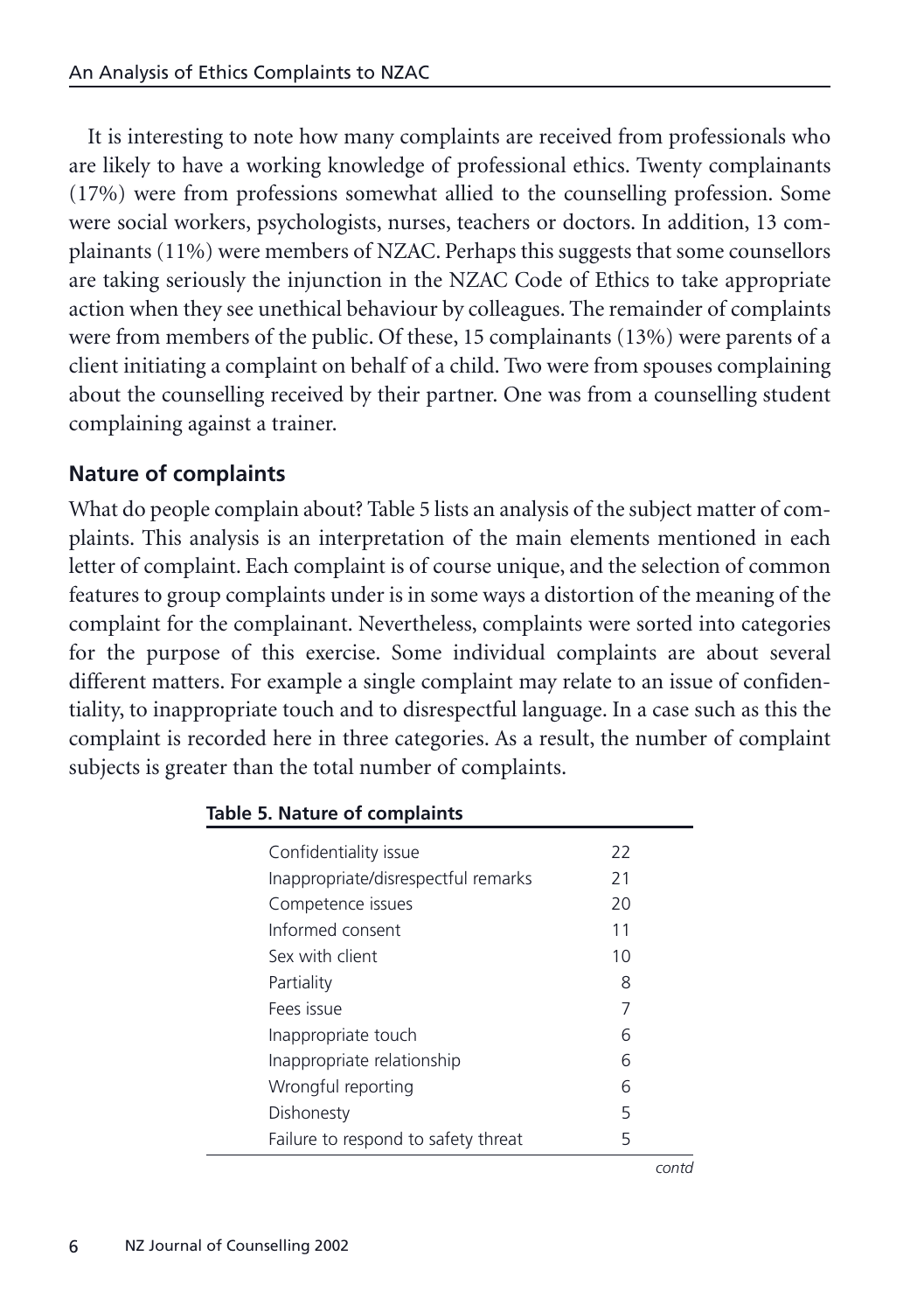It is interesting to note how many complaints are received from professionals who are likely to have a working knowledge of professional ethics. Twenty complainants (17%) were from professions somewhat allied to the counselling profession. Some were social workers, psychologists, nurses, teachers or doctors. In addition, 13 complainants (11%) were members of NZAC. Perhaps this suggests that some counsellors are taking seriously the injunction in the NZAC Code of Ethics to take appropriate action when they see unethical behaviour by colleagues. The remainder of complaints were from members of the public. Of these, 15 complainants (13%) were parents of a client initiating a complaint on behalf of a child. Two were from spouses complaining about the counselling received by their partner. One was from a counselling student complaining against a trainer.

## Nature of complaints

What do people complain about? Table 5 lists an analysis of the subject matter of complaints. This analysis is an interpretation of the main elements mentioned in each letter of complaint. Each complaint is of course unique, and the selection of common features to group complaints under is in some ways a distortion of the meaning of the complaint for the complainant. Nevertheless, complaints were sorted into categories for the purpose of this exercise. Some individual complaints are about several different matters. For example a single complaint may relate to an issue of confidentiality, to inappropriate touch and to disrespectful language. In a case such as this the complaint is recorded here in three categories. As a result, the number of complaint subjects is greater than the total number of complaints.

**Table 5. Nature of complaints**

| | |
|---|---|
| Confidentiality issue | 22 |
| Inappropriate/disrespectful remarks | 21 |
| Competence issues | 20 |
| Informed consent | 11 |
| Sex with client | 10 |
| Partiality | 8 |
| Fees issue | 7 |
| Inappropriate touch | 6 |
| Inappropriate relationship | 6 |
| Wrongful reporting | 6 |
| Dishonesty | 5 |
| Failure to respond to safety threat | 5 |

*contd*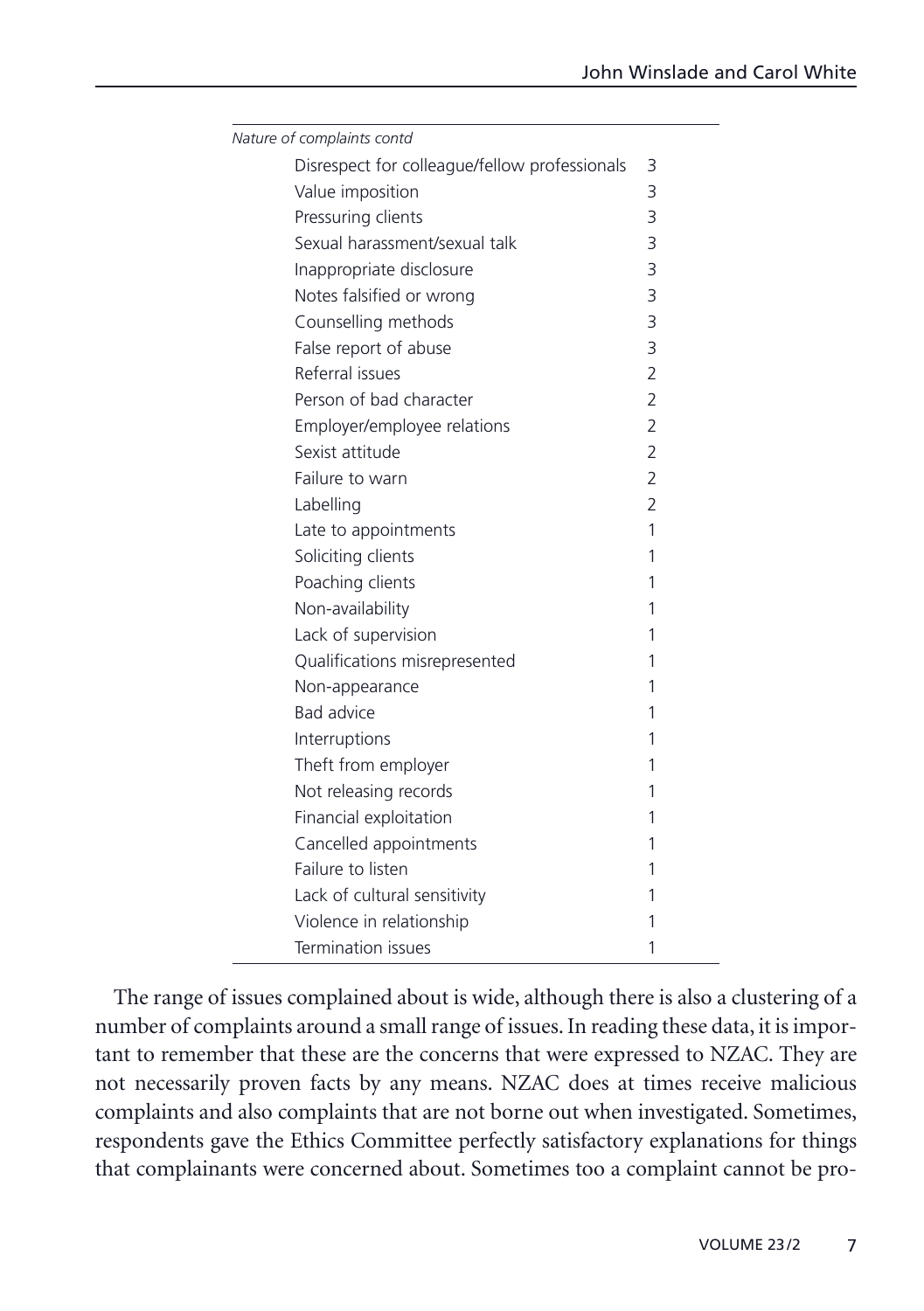| *Nature of complaints contd* | |
|---|---|
| Disrespect for colleague/fellow professionals | 3 |
| Value imposition | 3 |
| Pressuring clients | 3 |
| Sexual harassment/sexual talk | 3 |
| Inappropriate disclosure | 3 |
| Notes falsified or wrong | 3 |
| Counselling methods | 3 |
| False report of abuse | 3 |
| Referral issues | 2 |
| Person of bad character | 2 |
| Employer/employee relations | 2 |
| Sexist attitude | 2 |
| Failure to warn | 2 |
| Labelling | 2 |
| Late to appointments | 1 |
| Soliciting clients | 1 |
| Poaching clients | 1 |
| Non-availability | 1 |
| Lack of supervision | 1 |
| Qualifications misrepresented | 1 |
| Non-appearance | 1 |
| Bad advice | 1 |
| Interruptions | 1 |
| Theft from employer | 1 |
| Not releasing records | 1 |
| Financial exploitation | 1 |
| Cancelled appointments | 1 |
| Failure to listen | 1 |
| Lack of cultural sensitivity | 1 |
| Violence in relationship | 1 |
| Termination issues | 1 |

The range of issues complained about is wide, although there is also a clustering of a number of complaints around a small range of issues. In reading these data, it is important to remember that these are the concerns that were expressed to NZAC. They are not necessarily proven facts by any means. NZAC does at times receive malicious complaints and also complaints that are not borne out when investigated. Sometimes, respondents gave the Ethics Committee perfectly satisfactory explanations for things that complainants were concerned about. Sometimes too a complaint cannot be pro-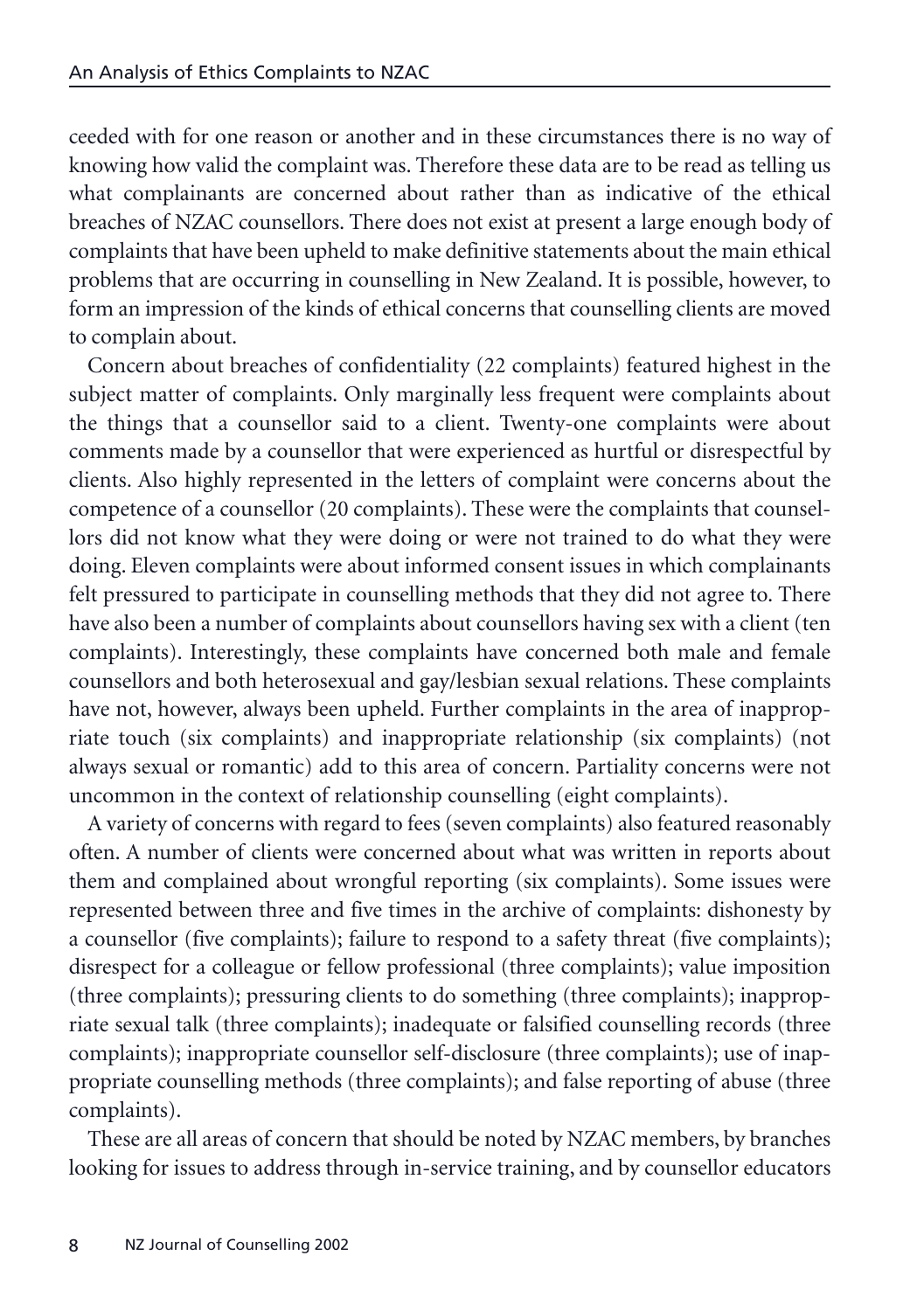ceeded with for one reason or another and in these circumstances there is no way of knowing how valid the complaint was. Therefore these data are to be read as telling us what complainants are concerned about rather than as indicative of the ethical breaches of NZAC counsellors. There does not exist at present a large enough body of complaints that have been upheld to make definitive statements about the main ethical problems that are occurring in counselling in New Zealand. It is possible, however, to form an impression of the kinds of ethical concerns that counselling clients are moved to complain about.

Concern about breaches of confidentiality (22 complaints) featured highest in the subject matter of complaints. Only marginally less frequent were complaints about the things that a counsellor said to a client. Twenty-one complaints were about comments made by a counsellor that were experienced as hurtful or disrespectful by clients. Also highly represented in the letters of complaint were concerns about the competence of a counsellor (20 complaints). These were the complaints that counsellors did not know what they were doing or were not trained to do what they were doing. Eleven complaints were about informed consent issues in which complainants felt pressured to participate in counselling methods that they did not agree to. There have also been a number of complaints about counsellors having sex with a client (ten complaints). Interestingly, these complaints have concerned both male and female counsellors and both heterosexual and gay/lesbian sexual relations. These complaints have not, however, always been upheld. Further complaints in the area of inappropriate touch (six complaints) and inappropriate relationship (six complaints) (not always sexual or romantic) add to this area of concern. Partiality concerns were not uncommon in the context of relationship counselling (eight complaints).

A variety of concerns with regard to fees (seven complaints) also featured reasonably often. A number of clients were concerned about what was written in reports about them and complained about wrongful reporting (six complaints). Some issues were represented between three and five times in the archive of complaints: dishonesty by a counsellor (five complaints); failure to respond to a safety threat (five complaints); disrespect for a colleague or fellow professional (three complaints); value imposition (three complaints); pressuring clients to do something (three complaints); inappropriate sexual talk (three complaints); inadequate or falsified counselling records (three complaints); inappropriate counsellor self-disclosure (three complaints); use of inappropriate counselling methods (three complaints); and false reporting of abuse (three complaints).

These are all areas of concern that should be noted by NZAC members, by branches looking for issues to address through in-service training, and by counsellor educators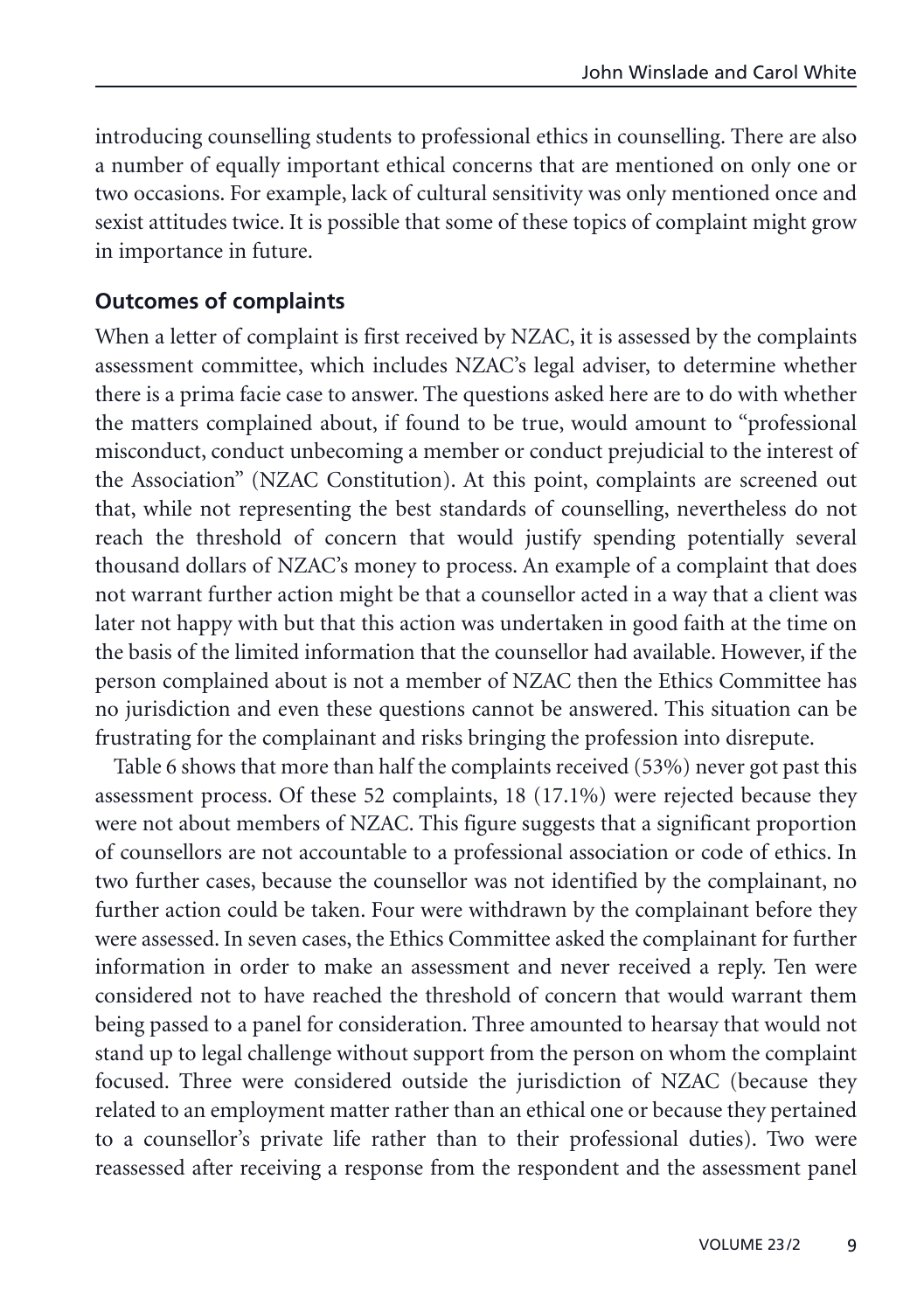introducing counselling students to professional ethics in counselling. There are also a number of equally important ethical concerns that are mentioned on only one or two occasions. For example, lack of cultural sensitivity was only mentioned once and sexist attitudes twice. It is possible that some of these topics of complaint might grow in importance in future.

### Outcomes of complaints

When a letter of complaint is first received by NZAC, it is assessed by the complaints assessment committee, which includes NZAC's legal adviser, to determine whether there is a prima facie case to answer. The questions asked here are to do with whether the matters complained about, if found to be true, would amount to "professional misconduct, conduct unbecoming a member or conduct prejudicial to the interest of the Association" (NZAC Constitution). At this point, complaints are screened out that, while not representing the best standards of counselling, nevertheless do not reach the threshold of concern that would justify spending potentially several thousand dollars of NZAC's money to process. An example of a complaint that does not warrant further action might be that a counsellor acted in a way that a client was later not happy with but that this action was undertaken in good faith at the time on the basis of the limited information that the counsellor had available. However, if the person complained about is not a member of NZAC then the Ethics Committee has no jurisdiction and even these questions cannot be answered. This situation can be frustrating for the complainant and risks bringing the profession into disrepute.

Table 6 shows that more than half the complaints received (53%) never got past this assessment process. Of these 52 complaints, 18 (17.1%) were rejected because they were not about members of NZAC. This figure suggests that a significant proportion of counsellors are not accountable to a professional association or code of ethics. In two further cases, because the counsellor was not identified by the complainant, no further action could be taken. Four were withdrawn by the complainant before they were assessed. In seven cases, the Ethics Committee asked the complainant for further information in order to make an assessment and never received a reply. Ten were considered not to have reached the threshold of concern that would warrant them being passed to a panel for consideration. Three amounted to hearsay that would not stand up to legal challenge without support from the person on whom the complaint focused. Three were considered outside the jurisdiction of NZAC (because they related to an employment matter rather than an ethical one or because they pertained to a counsellor's private life rather than to their professional duties). Two were reassessed after receiving a response from the respondent and the assessment panel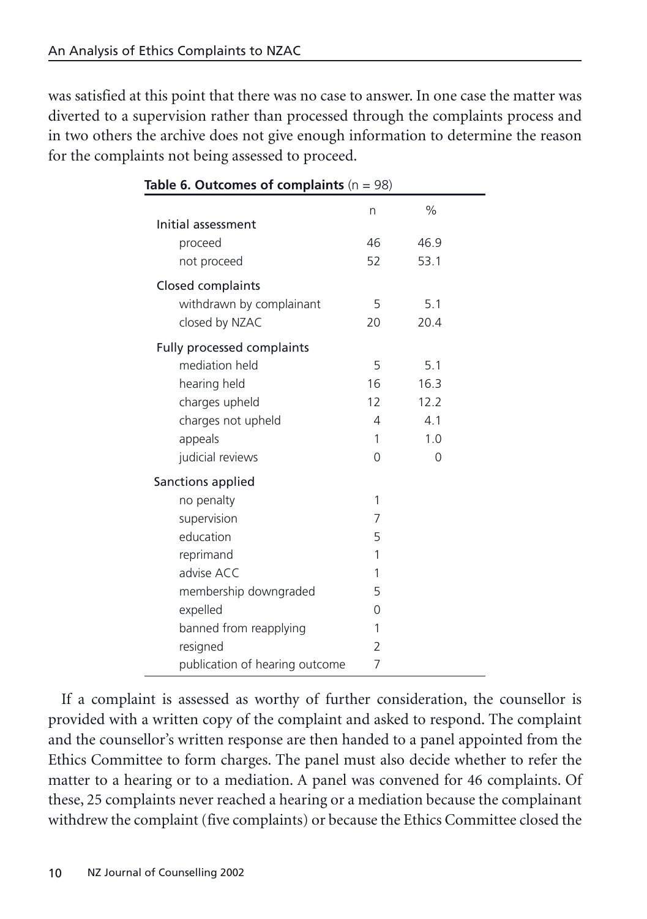was satisfied at this point that there was no case to answer. In one case the matter was diverted to a supervision rather than processed through the complaints process and in two others the archive does not give enough information to determine the reason for the complaints not being assessed to proceed.

**Table 6. Outcomes of complaints** (n = 98)

| | n | % |
|---|---|---|
| Initial assessment | | |
| proceed | 46 | 46.9 |
| not proceed | 52 | 53.1 |
| Closed complaints | | |
| withdrawn by complainant | 5 | 5.1 |
| closed by NZAC | 20 | 20.4 |
| Fully processed complaints | | |
| mediation held | 5 | 5.1 |
| hearing held | 16 | 16.3 |
| charges upheld | 12 | 12.2 |
| charges not upheld | 4 | 4.1 |
| appeals | 1 | 1.0 |
| judicial reviews | 0 | 0 |
| Sanctions applied | | |
| no penalty | 1 | |
| supervision | 7 | |
| education | 5 | |
| reprimand | 1 | |
| advise ACC | 1 | |
| membership downgraded | 5 | |
| expelled | 0 | |
| banned from reapplying | 1 | |
| resigned | 2 | |
| publication of hearing outcome | 7 | |

If a complaint is assessed as worthy of further consideration, the counsellor is provided with a written copy of the complaint and asked to respond. The complaint and the counsellor's written response are then handed to a panel appointed from the Ethics Committee to form charges. The panel must also decide whether to refer the matter to a hearing or to a mediation. A panel was convened for 46 complaints. Of these, 25 complaints never reached a hearing or a mediation because the complainant withdrew the complaint (five complaints) or because the Ethics Committee closed the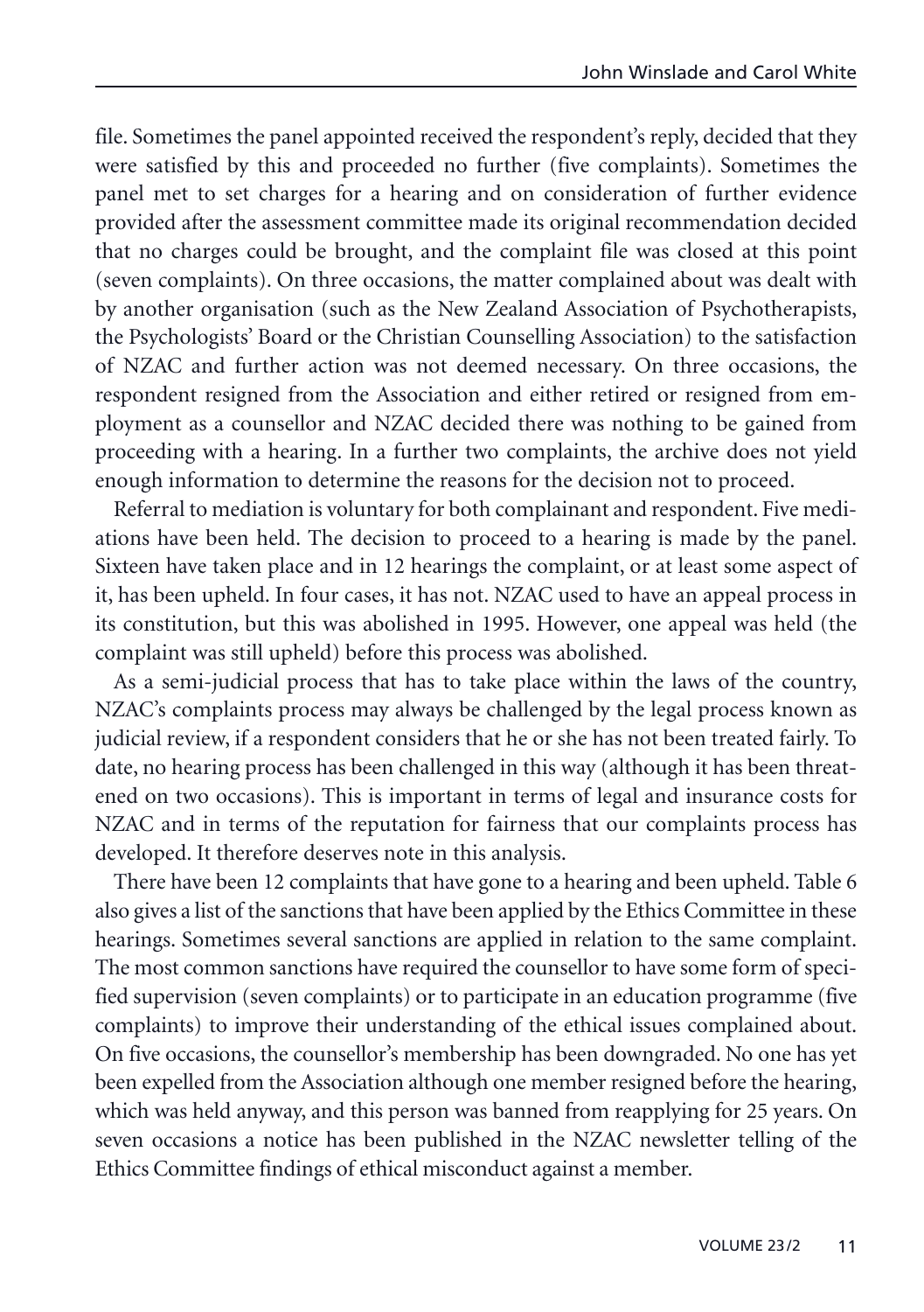file. Sometimes the panel appointed received the respondent's reply, decided that they were satisfied by this and proceeded no further (five complaints). Sometimes the panel met to set charges for a hearing and on consideration of further evidence provided after the assessment committee made its original recommendation decided that no charges could be brought, and the complaint file was closed at this point (seven complaints). On three occasions, the matter complained about was dealt with by another organisation (such as the New Zealand Association of Psychotherapists, the Psychologists' Board or the Christian Counselling Association) to the satisfaction of NZAC and further action was not deemed necessary. On three occasions, the respondent resigned from the Association and either retired or resigned from employment as a counsellor and NZAC decided there was nothing to be gained from proceeding with a hearing. In a further two complaints, the archive does not yield enough information to determine the reasons for the decision not to proceed.

Referral to mediation is voluntary for both complainant and respondent. Five mediations have been held. The decision to proceed to a hearing is made by the panel. Sixteen have taken place and in 12 hearings the complaint, or at least some aspect of it, has been upheld. In four cases, it has not. NZAC used to have an appeal process in its constitution, but this was abolished in 1995. However, one appeal was held (the complaint was still upheld) before this process was abolished.

As a semi-judicial process that has to take place within the laws of the country, NZAC's complaints process may always be challenged by the legal process known as judicial review, if a respondent considers that he or she has not been treated fairly. To date, no hearing process has been challenged in this way (although it has been threatened on two occasions). This is important in terms of legal and insurance costs for NZAC and in terms of the reputation for fairness that our complaints process has developed. It therefore deserves note in this analysis.

There have been 12 complaints that have gone to a hearing and been upheld. Table 6 also gives a list of the sanctions that have been applied by the Ethics Committee in these hearings. Sometimes several sanctions are applied in relation to the same complaint. The most common sanctions have required the counsellor to have some form of specified supervision (seven complaints) or to participate in an education programme (five complaints) to improve their understanding of the ethical issues complained about. On five occasions, the counsellor's membership has been downgraded. No one has yet been expelled from the Association although one member resigned before the hearing, which was held anyway, and this person was banned from reapplying for 25 years. On seven occasions a notice has been published in the NZAC newsletter telling of the Ethics Committee findings of ethical misconduct against a member.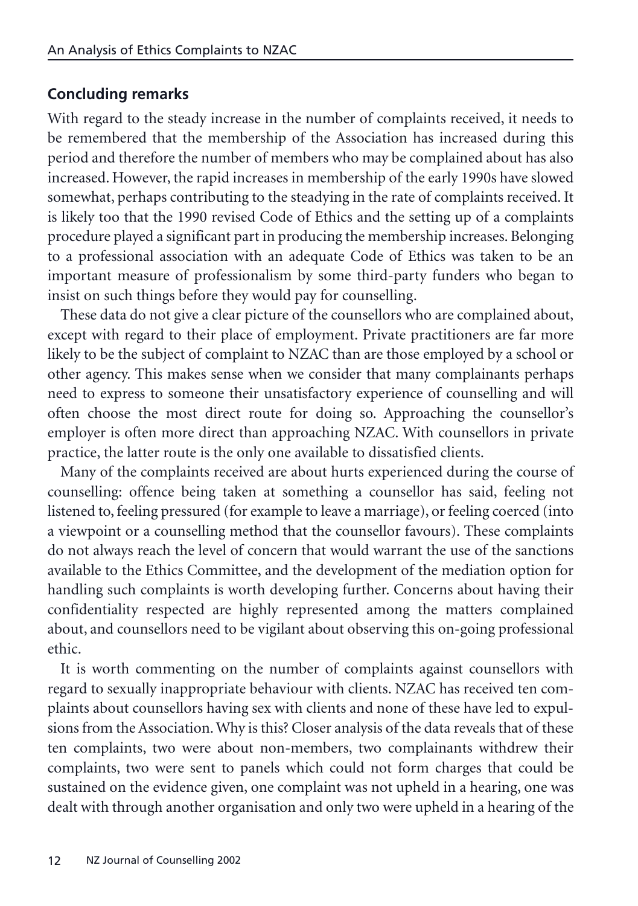## Concluding remarks

With regard to the steady increase in the number of complaints received, it needs to be remembered that the membership of the Association has increased during this period and therefore the number of members who may be complained about has also increased. However, the rapid increases in membership of the early 1990s have slowed somewhat, perhaps contributing to the steadying in the rate of complaints received. It is likely too that the 1990 revised Code of Ethics and the setting up of a complaints procedure played a significant part in producing the membership increases. Belonging to a professional association with an adequate Code of Ethics was taken to be an important measure of professionalism by some third-party funders who began to insist on such things before they would pay for counselling.

These data do not give a clear picture of the counsellors who are complained about, except with regard to their place of employment. Private practitioners are far more likely to be the subject of complaint to NZAC than are those employed by a school or other agency. This makes sense when we consider that many complainants perhaps need to express to someone their unsatisfactory experience of counselling and will often choose the most direct route for doing so. Approaching the counsellor's employer is often more direct than approaching NZAC. With counsellors in private practice, the latter route is the only one available to dissatisfied clients.

Many of the complaints received are about hurts experienced during the course of counselling: offence being taken at something a counsellor has said, feeling not listened to, feeling pressured (for example to leave a marriage), or feeling coerced (into a viewpoint or a counselling method that the counsellor favours). These complaints do not always reach the level of concern that would warrant the use of the sanctions available to the Ethics Committee, and the development of the mediation option for handling such complaints is worth developing further. Concerns about having their confidentiality respected are highly represented among the matters complained about, and counsellors need to be vigilant about observing this on-going professional ethic.

It is worth commenting on the number of complaints against counsellors with regard to sexually inappropriate behaviour with clients. NZAC has received ten complaints about counsellors having sex with clients and none of these have led to expulsions from the Association. Why is this? Closer analysis of the data reveals that of these ten complaints, two were about non-members, two complainants withdrew their complaints, two were sent to panels which could not form charges that could be sustained on the evidence given, one complaint was not upheld in a hearing, one was dealt with through another organisation and only two were upheld in a hearing of the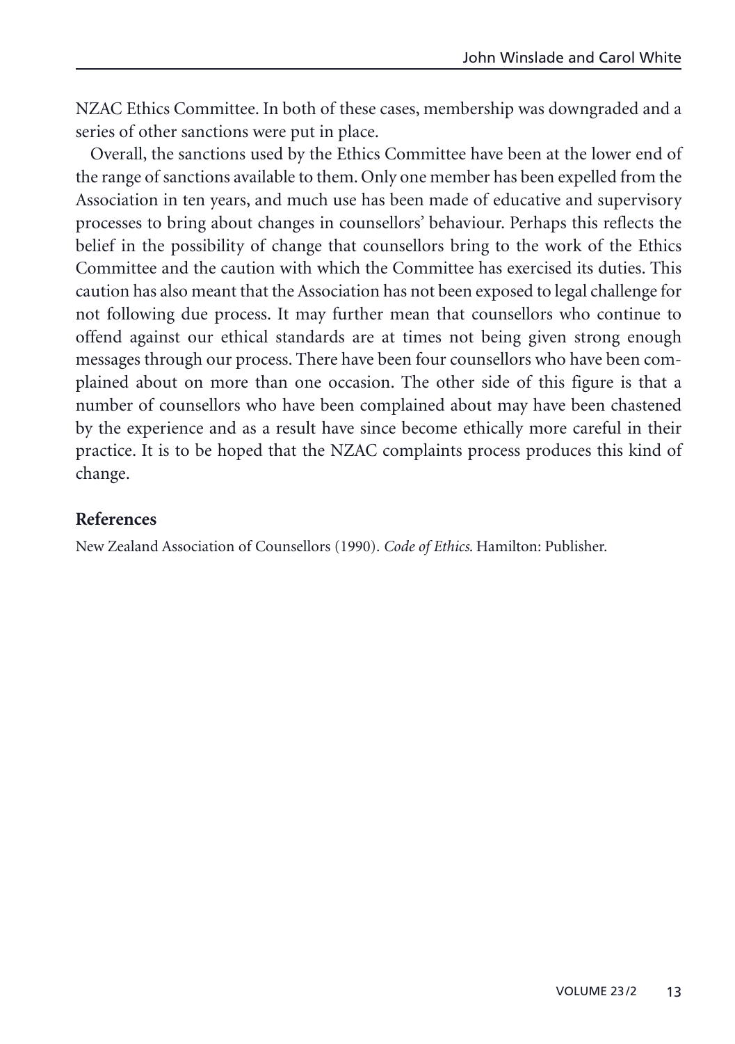NZAC Ethics Committee. In both of these cases, membership was downgraded and a series of other sanctions were put in place.

Overall, the sanctions used by the Ethics Committee have been at the lower end of the range of sanctions available to them. Only one member has been expelled from the Association in ten years, and much use has been made of educative and supervisory processes to bring about changes in counsellors' behaviour. Perhaps this reflects the belief in the possibility of change that counsellors bring to the work of the Ethics Committee and the caution with which the Committee has exercised its duties. This caution has also meant that the Association has not been exposed to legal challenge for not following due process. It may further mean that counsellors who continue to offend against our ethical standards are at times not being given strong enough messages through our process. There have been four counsellors who have been complained about on more than one occasion. The other side of this figure is that a number of counsellors who have been complained about may have been chastened by the experience and as a result have since become ethically more careful in their practice. It is to be hoped that the NZAC complaints process produces this kind of change.

## References

New Zealand Association of Counsellors (1990). *Code of Ethics*. Hamilton: Publisher.